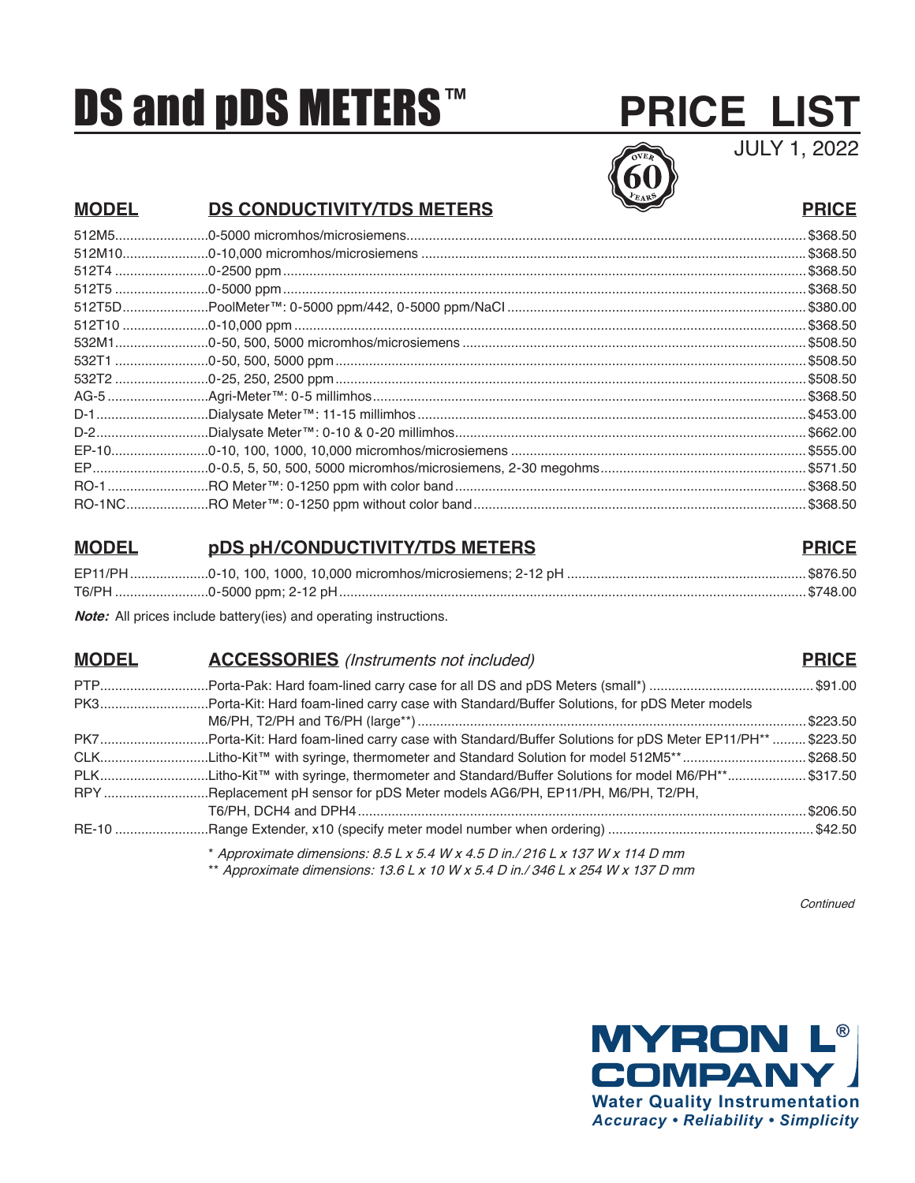# DS and pDS METERS™

# PRICE LIST

JULY 1, 2022

OVER 60 YEARS

| MODEL | DS CONDUCTIVITY/TDS METERS | PRICE |
|---|---|---|
| 512M5 | 0-5000 micromhos/microsiemens | $368.50 |
| 512M10 | 0-10,000 micromhos/microsiemens | $368.50 |
| 512T4 | 0-2500 ppm | $368.50 |
| 512T5 | 0-5000 ppm | $368.50 |
| 512T5D | PoolMeter™: 0-5000 ppm/442, 0-5000 ppm/NaCl | $380.00 |
| 512T10 | 0-10,000 ppm | $368.50 |
| 532M1 | 0-50, 500, 5000 micromhos/microsiemens | $508.50 |
| 532T1 | 0-50, 500, 5000 ppm | $508.50 |
| 532T2 | 0-25, 250, 2500 ppm | $508.50 |
| AG-5 | Agri-Meter™: 0-5 millimhos | $368.50 |
| D-1 | Dialysate Meter™: 11-15 millimhos | $453.00 |
| D-2 | Dialysate Meter™: 0-10 & 0-20 millimhos | $662.00 |
| EP-10 | 0-10, 100, 1000, 10,000 micromhos/microsiemens | $555.00 |
| EP | 0-0.5, 5, 50, 500, 5000 micromhos/microsiemens, 2-30 megohms | $571.50 |
| RO-1 | RO Meter™: 0-1250 ppm with color band | $368.50 |
| RO-1NC | RO Meter™: 0-1250 ppm without color band | $368.50 |

| MODEL | pDS pH/CONDUCTIVITY/TDS METERS | PRICE |
|---|---|---|
| EP11/PH | 0-10, 100, 1000, 10,000 micromhos/microsiemens; 2-12 pH | $876.50 |
| T6/PH | 0-5000 ppm; 2-12 pH | $748.00 |

***Note:*** All prices include battery(ies) and operating instructions.

| MODEL | ACCESSORIES *(Instruments not included)* | PRICE |
|---|---|---|
| PTP | Porta-Pak: Hard foam-lined carry case for all DS and pDS Meters (small*) | $91.00 |
| PK3 | Porta-Kit: Hard foam-lined carry case with Standard/Buffer Solutions, for pDS Meter models M6/PH, T2/PH and T6/PH (large**) | $223.50 |
| PK7 | Porta-Kit: Hard foam-lined carry case with Standard/Buffer Solutions for pDS Meter EP11/PH** | $223.50 |
| CLK | Litho-Kit™ with syringe, thermometer and Standard Solution for model 512M5** | $268.50 |
| PLK | Litho-Kit™ with syringe, thermometer and Standard/Buffer Solutions for model M6/PH** | $317.50 |
| RPY | Replacement pH sensor for pDS Meter models AG6/PH, EP11/PH, M6/PH, T2/PH, T6/PH, DCH4 and DPH4 | $206.50 |
| RE-10 | Range Extender, x10 (specify meter model number when ordering) | $42.50 |

\* *Approximate dimensions: 8.5 L x 5.4 W x 4.5 D in./ 216 L x 137 W x 114 D mm*

** *Approximate dimensions: 13.6 L x 10 W x 5.4 D in./ 346 L x 254 W x 137 D mm*

*Continued*

**MYRON L® COMPANY**
**Water Quality Instrumentation**
***Accuracy • Reliability • Simplicity***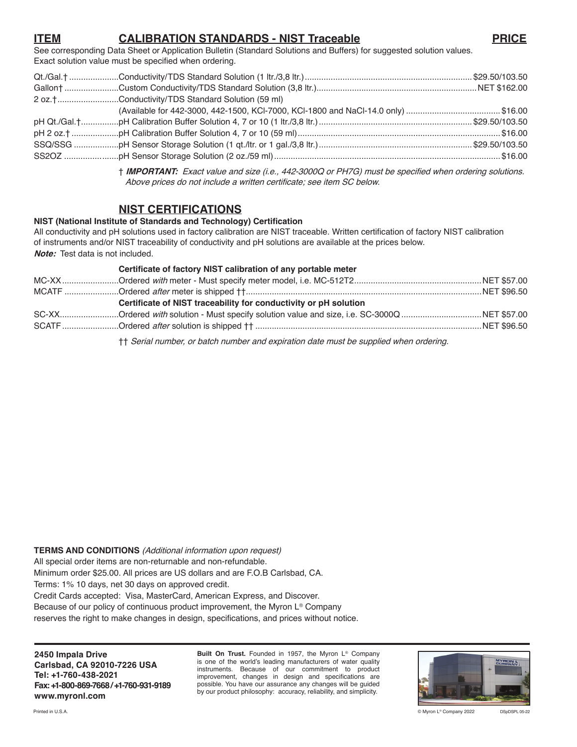## ITEM — CALIBRATION STANDARDS - NIST Traceable — PRICE

See corresponding Data Sheet or Application Bulletin (Standard Solutions and Buffers) for suggested solution values. Exact solution value must be specified when ordering.

| ITEM | DESCRIPTION | PRICE |
|---|---|---|
| Qt./Gal.† | Conductivity/TDS Standard Solution (1 ltr./3,8 ltr.) | $29.50/103.50 |
| Gallon† | Custom Conductivity/TDS Standard Solution (3,8 ltr.) | NET $162.00 |
| 2 oz.† | Conductivity/TDS Standard Solution (59 ml) (Available for 442-3000, 442-1500, KCl-7000, KCl-1800 and NaCl-14.0 only) | $16.00 |
| pH Qt./Gal.† | pH Calibration Buffer Solution 4, 7 or 10 (1 ltr./3,8 ltr.) | $29.50/103.50 |
| pH 2 oz.† | pH Calibration Buffer Solution 4, 7 or 10 (59 ml) | $16.00 |
| SSQ/SSG | pH Sensor Storage Solution (1 qt./ltr. or 1 gal./3,8 ltr.) | $29.50/103.50 |
| SS2OZ | pH Sensor Storage Solution (2 oz./59 ml) | $16.00 |

† ***IMPORTANT:*** *Exact value and size (i.e., 442-3000Q or PH7G) must be specified when ordering solutions. Above prices do not include a written certificate; see item SC below.*

## NIST CERTIFICATIONS

**NIST (National Institute of Standards and Technology) Certification**

All conductivity and pH solutions used in factory calibration are NIST traceable. Written certification of factory NIST calibration of instruments and/or NIST traceability of conductivity and pH solutions are available at the prices below.

***Note:*** Test data is not included.

| ITEM | DESCRIPTION | PRICE |
|---|---|---|
| | **Certificate of factory NIST calibration of any portable meter** | |
| MC-XX | Ordered *with* meter - Must specify meter model, i.e. MC-512T2 | NET $57.00 |
| MCATF | Ordered *after* meter is shipped †† | NET $96.50 |
| | **Certificate of NIST traceability for conductivity or pH solution** | |
| SC-XX | Ordered *with* solution - Must specify solution value and size, i.e. SC-3000Q | NET $57.00 |
| SCATF | Ordered *after* solution is shipped †† | NET $96.50 |

†† *Serial number, or batch number and expiration date must be supplied when ordering.*

**TERMS AND CONDITIONS** *(Additional information upon request)*

All special order items are non-returnable and non-refundable.
Minimum order $25.00. All prices are US dollars and are F.O.B Carlsbad, CA.
Terms: 1% 10 days, net 30 days on approved credit.
Credit Cards accepted: Visa, MasterCard, American Express, and Discover.
Because of our policy of continuous product improvement, the Myron L® Company reserves the right to make changes in design, specifications, and prices without notice.

**2450 Impala Drive**
**Carlsbad, CA 92010-7226 USA**
**Tel: +1-760-438-2021**
**Fax: +1-800-869-7668 / +1-760-931-9189**
**www.myronl.com**

**Built On Trust.** Founded in 1957, the Myron L® Company is one of the world's leading manufacturers of water quality instruments. Because of our commitment to product improvement, changes in design and specifications are possible. You have our assurance any changes will be guided by our product philosophy: accuracy, reliability, and simplicity.

Printed in U.S.A.

© Myron L® Company 2022 DSpDSPL 05-22